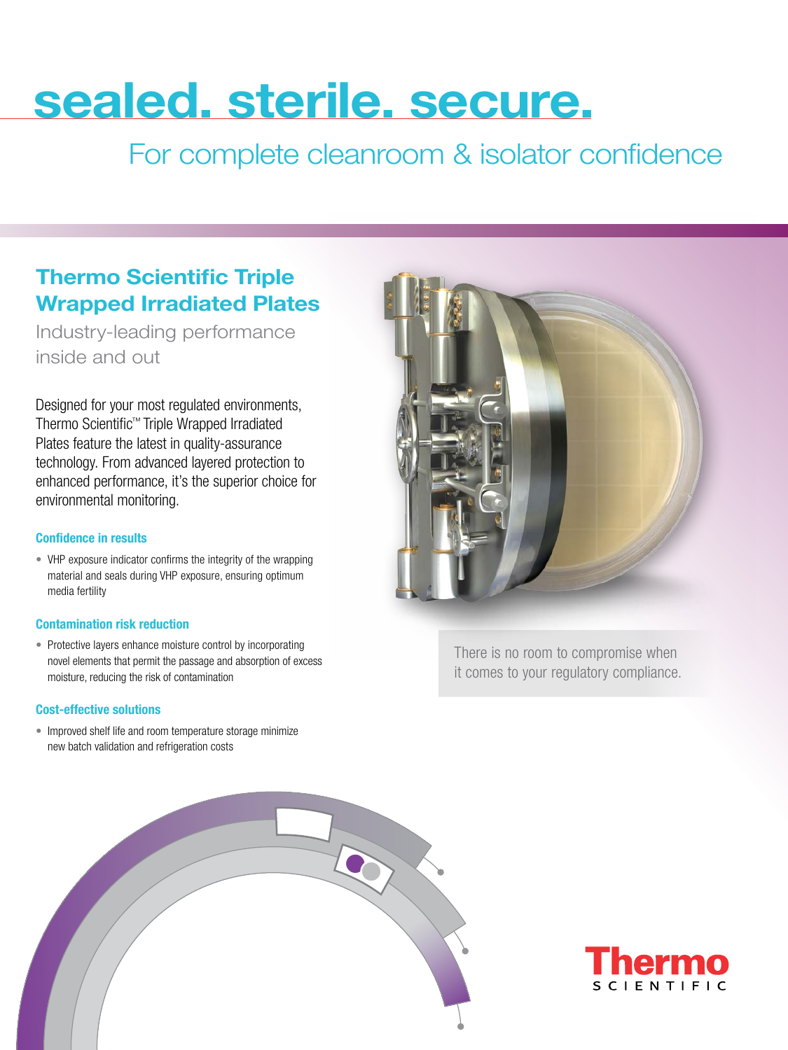# sealed. sterile. secure.

For complete cleanroom & isolator confidence

## Thermo Scientific Triple Wrapped Irradiated Plates

Industry-leading performance inside and out

Designed for your most regulated environments, Thermo Scientific™ Triple Wrapped Irradiated Plates feature the latest in quality-assurance technology. From advanced layered protection to enhanced performance, it's the superior choice for environmental monitoring.

### Confidence in results

- VHP exposure indicator confirms the integrity of the wrapping material and seals during VHP exposure, ensuring optimum media fertility

### Contamination risk reduction

- Protective layers enhance moisture control by incorporating novel elements that permit the passage and absorption of excess moisture, reducing the risk of contamination

### Cost-effective solutions

- Improved shelf life and room temperature storage minimize new batch validation and refrigeration costs

There is no room to compromise when it comes to your regulatory compliance.

Thermo SCIENTIFIC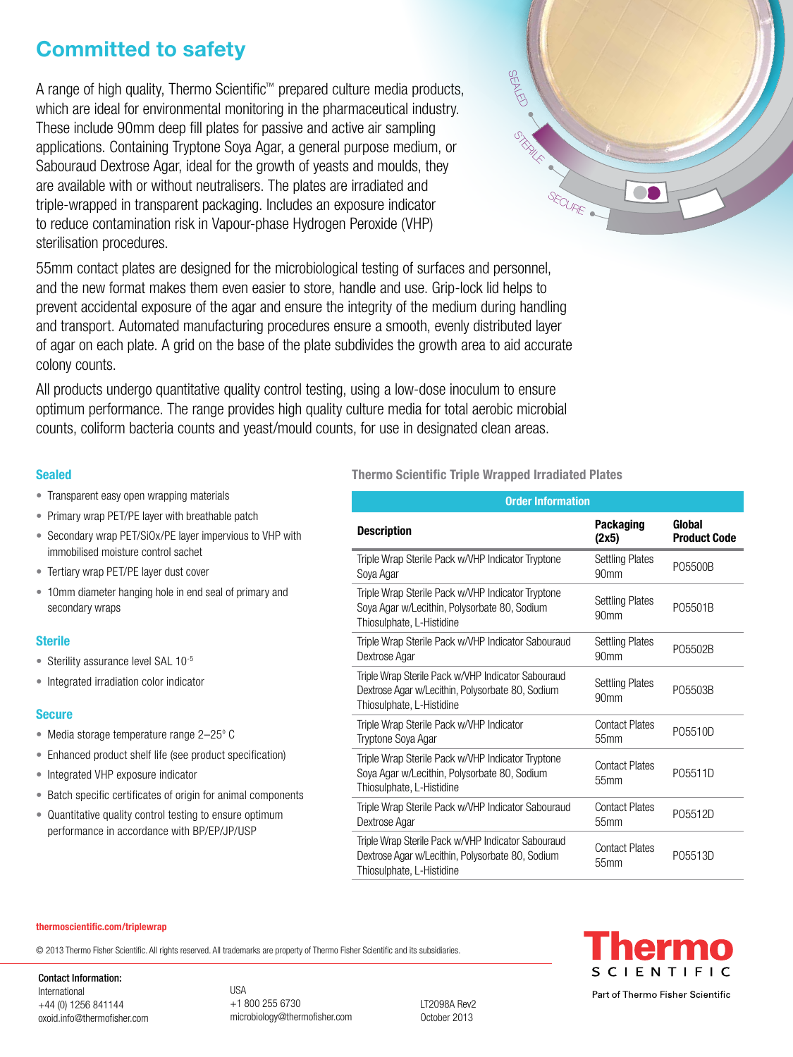# Committed to safety

A range of high quality, Thermo Scientific™ prepared culture media products, which are ideal for environmental monitoring in the pharmaceutical industry. These include 90mm deep fill plates for passive and active air sampling applications. Containing Tryptone Soya Agar, a general purpose medium, or Sabouraud Dextrose Agar, ideal for the growth of yeasts and moulds, they are available with or without neutralisers. The plates are irradiated and triple-wrapped in transparent packaging. Includes an exposure indicator to reduce contamination risk in Vapour-phase Hydrogen Peroxide (VHP) sterilisation procedures.

55mm contact plates are designed for the microbiological testing of surfaces and personnel, and the new format makes them even easier to store, handle and use. Grip-lock lid helps to prevent accidental exposure of the agar and ensure the integrity of the medium during handling and transport. Automated manufacturing procedures ensure a smooth, evenly distributed layer of agar on each plate. A grid on the base of the plate subdivides the growth area to aid accurate colony counts.

All products undergo quantitative quality control testing, using a low-dose inoculum to ensure optimum performance. The range provides high quality culture media for total aerobic microbial counts, coliform bacteria counts and yeast/mould counts, for use in designated clean areas.

SEALED · STERILE · SECURE

### Sealed

- Transparent easy open wrapping materials
- Primary wrap PET/PE layer with breathable patch
- Secondary wrap PET/SiOx/PE layer impervious to VHP with immobilised moisture control sachet
- Tertiary wrap PET/PE layer dust cover
- 10mm diameter hanging hole in end seal of primary and secondary wraps

### Sterile

- Sterility assurance level SAL $10^{-5}$
- Integrated irradiation color indicator

### Secure

- Media storage temperature range 2–25° C
- Enhanced product shelf life (see product specification)
- Integrated VHP exposure indicator
- Batch specific certificates of origin for animal components
- Quantitative quality control testing to ensure optimum performance in accordance with BP/EP/JP/USP

### Thermo Scientific Triple Wrapped Irradiated Plates

**Order Information**

| Description | Packaging (2x5) | Global Product Code |
|---|---|---|
| Triple Wrap Sterile Pack w/VHP Indicator Tryptone Soya Agar | Settling Plates 90mm | P05500B |
| Triple Wrap Sterile Pack w/VHP Indicator Tryptone Soya Agar w/Lecithin, Polysorbate 80, Sodium Thiosulphate, L-Histidine | Settling Plates 90mm | P05501B |
| Triple Wrap Sterile Pack w/VHP Indicator Sabouraud Dextrose Agar | Settling Plates 90mm | P05502B |
| Triple Wrap Sterile Pack w/VHP Indicator Sabouraud Dextrose Agar w/Lecithin, Polysorbate 80, Sodium Thiosulphate, L-Histidine | Settling Plates 90mm | P05503B |
| Triple Wrap Sterile Pack w/VHP Indicator Tryptone Soya Agar | Contact Plates 55mm | P05510D |
| Triple Wrap Sterile Pack w/VHP Indicator Tryptone Soya Agar w/Lecithin, Polysorbate 80, Sodium Thiosulphate, L-Histidine | Contact Plates 55mm | P05511D |
| Triple Wrap Sterile Pack w/VHP Indicator Sabouraud Dextrose Agar | Contact Plates 55mm | P05512D |
| Triple Wrap Sterile Pack w/VHP Indicator Sabouraud Dextrose Agar w/Lecithin, Polysorbate 80, Sodium Thiosulphate, L-Histidine | Contact Plates 55mm | P05513D |

**thermoscientific.com/triplewrap**

© 2013 Thermo Fisher Scientific. All rights reserved. All trademarks are property of Thermo Fisher Scientific and its subsidiaries.

**Contact Information:**

International
+44 (0) 1256 841144
oxoid.info@thermofisher.com

USA
+1 800 255 6730
microbiology@thermofisher.com

LT2098A Rev2
October 2013

Thermo SCIENTIFIC
Part of Thermo Fisher Scientific